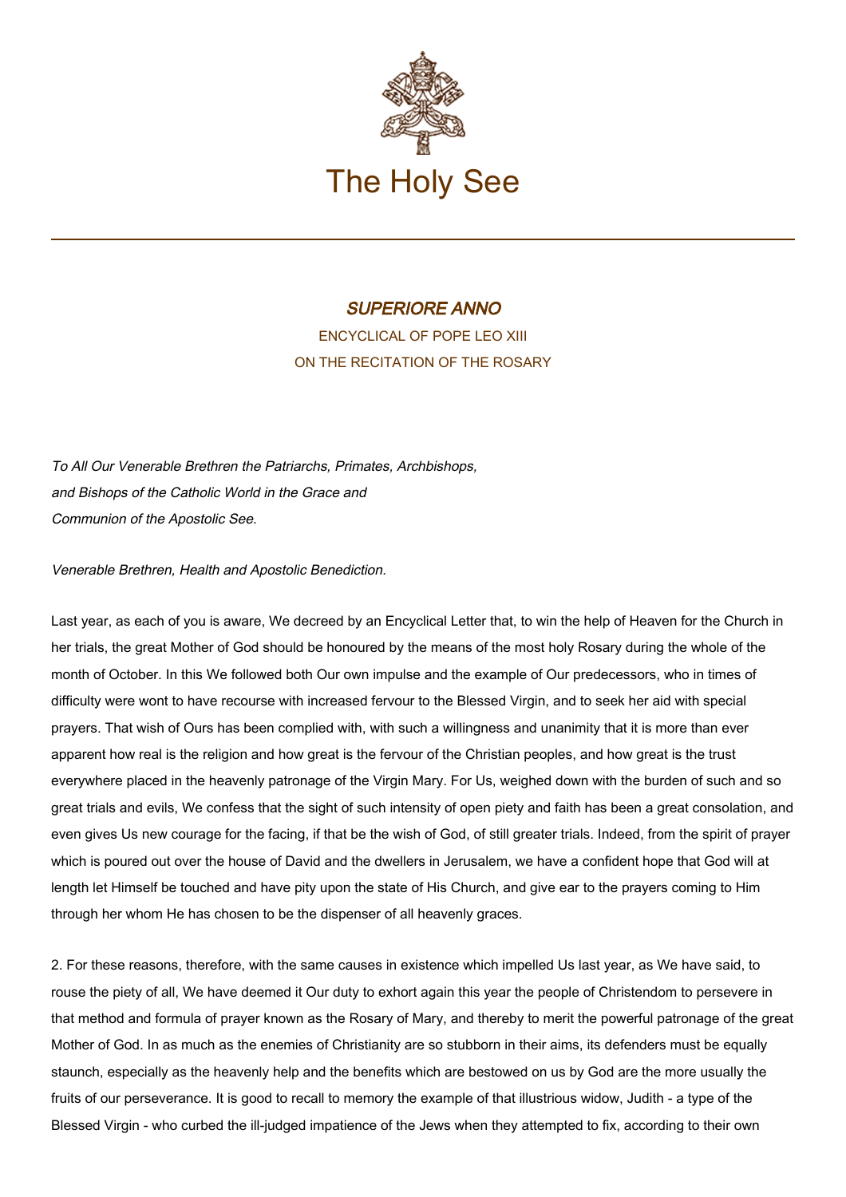# The Holy See

## *SUPERIORE ANNO*

ENCYCLICAL OF POPE LEO XIII
ON THE RECITATION OF THE ROSARY

*To All Our Venerable Brethren the Patriarchs, Primates, Archbishops, and Bishops of the Catholic World in the Grace and Communion of the Apostolic See.*

*Venerable Brethren, Health and Apostolic Benediction.*

Last year, as each of you is aware, We decreed by an Encyclical Letter that, to win the help of Heaven for the Church in her trials, the great Mother of God should be honoured by the means of the most holy Rosary during the whole of the month of October. In this We followed both Our own impulse and the example of Our predecessors, who in times of difficulty were wont to have recourse with increased fervour to the Blessed Virgin, and to seek her aid with special prayers. That wish of Ours has been complied with, with such a willingness and unanimity that it is more than ever apparent how real is the religion and how great is the fervour of the Christian peoples, and how great is the trust everywhere placed in the heavenly patronage of the Virgin Mary. For Us, weighed down with the burden of such and so great trials and evils, We confess that the sight of such intensity of open piety and faith has been a great consolation, and even gives Us new courage for the facing, if that be the wish of God, of still greater trials. Indeed, from the spirit of prayer which is poured out over the house of David and the dwellers in Jerusalem, we have a confident hope that God will at length let Himself be touched and have pity upon the state of His Church, and give ear to the prayers coming to Him through her whom He has chosen to be the dispenser of all heavenly graces.

2. For these reasons, therefore, with the same causes in existence which impelled Us last year, as We have said, to rouse the piety of all, We have deemed it Our duty to exhort again this year the people of Christendom to persevere in that method and formula of prayer known as the Rosary of Mary, and thereby to merit the powerful patronage of the great Mother of God. In as much as the enemies of Christianity are so stubborn in their aims, its defenders must be equally staunch, especially as the heavenly help and the benefits which are bestowed on us by God are the more usually the fruits of our perseverance. It is good to recall to memory the example of that illustrious widow, Judith - a type of the Blessed Virgin - who curbed the ill-judged impatience of the Jews when they attempted to fix, according to their own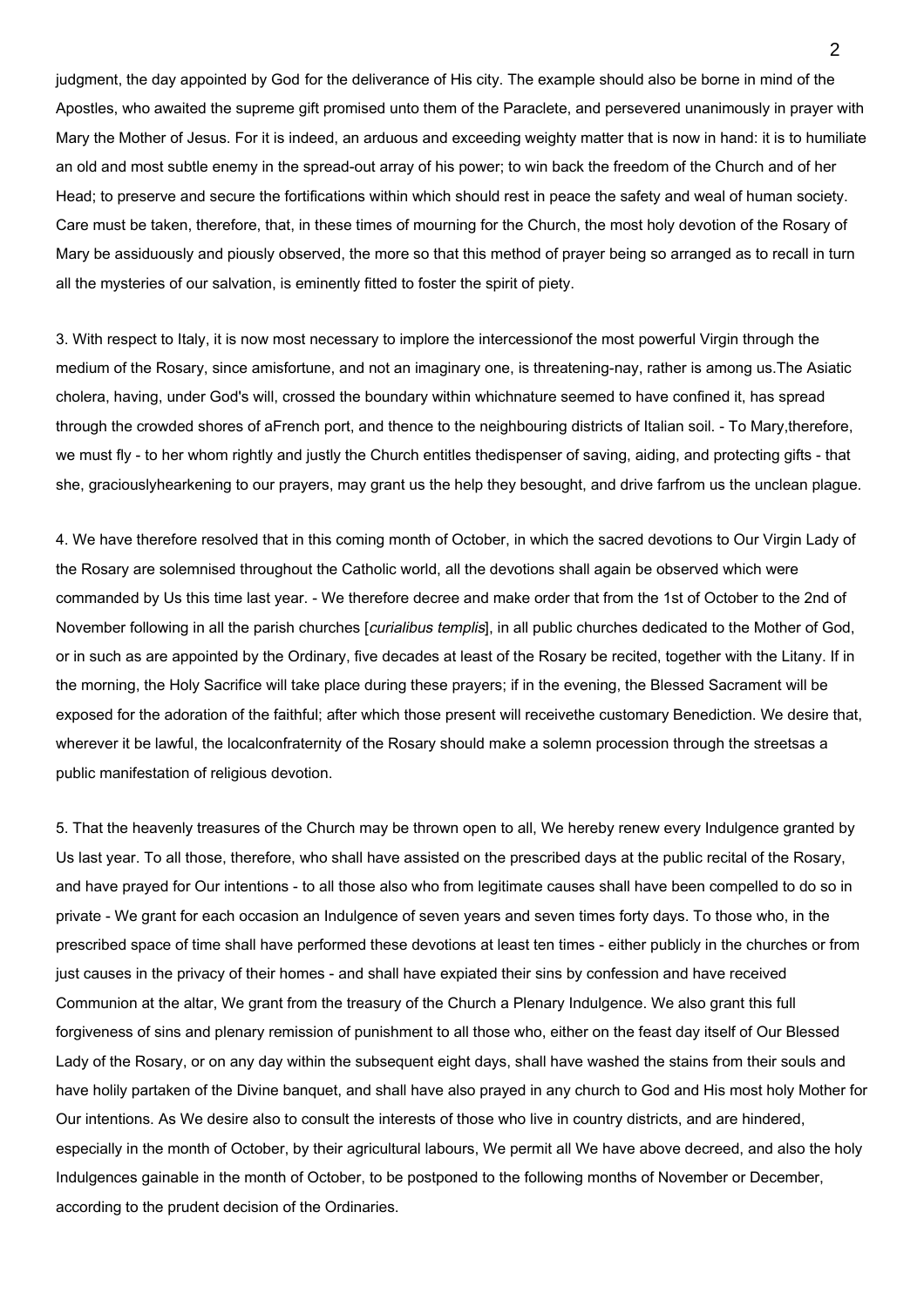judgment, the day appointed by God for the deliverance of His city. The example should also be borne in mind of the Apostles, who awaited the supreme gift promised unto them of the Paraclete, and persevered unanimously in prayer with Mary the Mother of Jesus. For it is indeed, an arduous and exceeding weighty matter that is now in hand: it is to humiliate an old and most subtle enemy in the spread-out array of his power; to win back the freedom of the Church and of her Head; to preserve and secure the fortifications within which should rest in peace the safety and weal of human society. Care must be taken, therefore, that, in these times of mourning for the Church, the most holy devotion of the Rosary of Mary be assiduously and piously observed, the more so that this method of prayer being so arranged as to recall in turn all the mysteries of our salvation, is eminently fitted to foster the spirit of piety.

3. With respect to Italy, it is now most necessary to implore the intercessionof the most powerful Virgin through the medium of the Rosary, since amisfortune, and not an imaginary one, is threatening-nay, rather is among us.The Asiatic cholera, having, under God's will, crossed the boundary within whichnature seemed to have confined it, has spread through the crowded shores of aFrench port, and thence to the neighbouring districts of Italian soil. - To Mary,therefore, we must fly - to her whom rightly and justly the Church entitles thedispenser of saving, aiding, and protecting gifts - that she, graciouslyhearkening to our prayers, may grant us the help they besought, and drive farfrom us the unclean plague.

4. We have therefore resolved that in this coming month of October, in which the sacred devotions to Our Virgin Lady of the Rosary are solemnised throughout the Catholic world, all the devotions shall again be observed which were commanded by Us this time last year. - We therefore decree and make order that from the 1st of October to the 2nd of November following in all the parish churches [*curialibus templis*], in all public churches dedicated to the Mother of God, or in such as are appointed by the Ordinary, five decades at least of the Rosary be recited, together with the Litany. If in the morning, the Holy Sacrifice will take place during these prayers; if in the evening, the Blessed Sacrament will be exposed for the adoration of the faithful; after which those present will receivethe customary Benediction. We desire that, wherever it be lawful, the localconfraternity of the Rosary should make a solemn procession through the streetsas a public manifestation of religious devotion.

5. That the heavenly treasures of the Church may be thrown open to all, We hereby renew every Indulgence granted by Us last year. To all those, therefore, who shall have assisted on the prescribed days at the public recital of the Rosary, and have prayed for Our intentions - to all those also who from legitimate causes shall have been compelled to do so in private - We grant for each occasion an Indulgence of seven years and seven times forty days. To those who, in the prescribed space of time shall have performed these devotions at least ten times - either publicly in the churches or from just causes in the privacy of their homes - and shall have expiated their sins by confession and have received Communion at the altar, We grant from the treasury of the Church a Plenary Indulgence. We also grant this full forgiveness of sins and plenary remission of punishment to all those who, either on the feast day itself of Our Blessed Lady of the Rosary, or on any day within the subsequent eight days, shall have washed the stains from their souls and have holily partaken of the Divine banquet, and shall have also prayed in any church to God and His most holy Mother for Our intentions. As We desire also to consult the interests of those who live in country districts, and are hindered, especially in the month of October, by their agricultural labours, We permit all We have above decreed, and also the holy Indulgences gainable in the month of October, to be postponed to the following months of November or December, according to the prudent decision of the Ordinaries.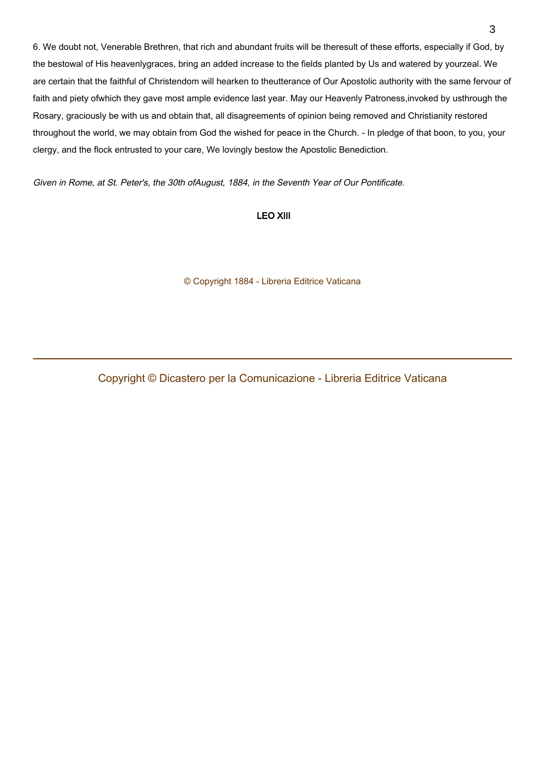6. We doubt not, Venerable Brethren, that rich and abundant fruits will be theresult of these efforts, especially if God, by the bestowal of His heavenlygraces, bring an added increase to the fields planted by Us and watered by yourzeal. We are certain that the faithful of Christendom will hearken to theutterance of Our Apostolic authority with the same fervour of faith and piety ofwhich they gave most ample evidence last year. May our Heavenly Patroness,invoked by usthrough the Rosary, graciously be with us and obtain that, all disagreements of opinion being removed and Christianity restored throughout the world, we may obtain from God the wished for peace in the Church. - In pledge of that boon, to you, your clergy, and the flock entrusted to your care, We lovingly bestow the Apostolic Benediction.

*Given in Rome, at St. Peter's, the 30th ofAugust, 1884, in the Seventh Year of Our Pontificate.*

**LEO XIII**

© Copyright 1884 - Libreria Editrice Vaticana

Copyright © Dicastero per la Comunicazione - Libreria Editrice Vaticana